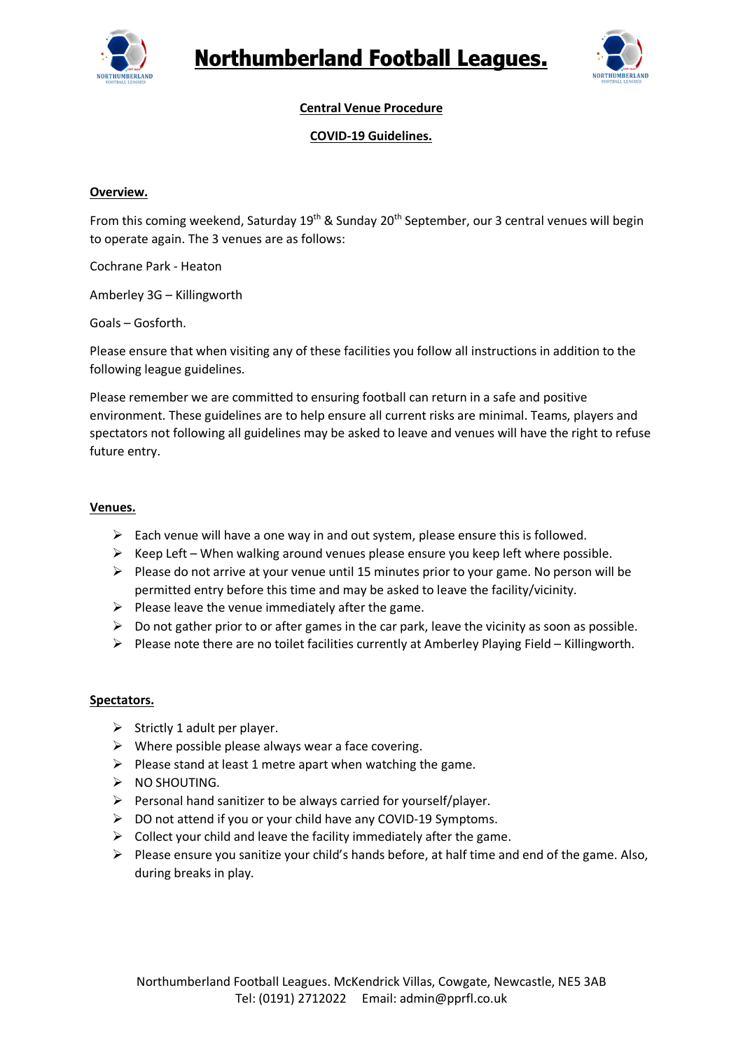# Northumberland Football Leagues.

## Central Venue Procedure

## COVID-19 Guidelines.

### Overview.

From this coming weekend, Saturday 19th & Sunday 20th September, our 3 central venues will begin to operate again. The 3 venues are as follows:

Cochrane Park - Heaton

Amberley 3G – Killingworth

Goals – Gosforth.

Please ensure that when visiting any of these facilities you follow all instructions in addition to the following league guidelines.

Please remember we are committed to ensuring football can return in a safe and positive environment. These guidelines are to help ensure all current risks are minimal. Teams, players and spectators not following all guidelines may be asked to leave and venues will have the right to refuse future entry.

### Venues.

- Each venue will have a one way in and out system, please ensure this is followed.
- Keep Left – When walking around venues please ensure you keep left where possible.
- Please do not arrive at your venue until 15 minutes prior to your game. No person will be permitted entry before this time and may be asked to leave the facility/vicinity.
- Please leave the venue immediately after the game.
- Do not gather prior to or after games in the car park, leave the vicinity as soon as possible.
- Please note there are no toilet facilities currently at Amberley Playing Field – Killingworth.

### Spectators.

- Strictly 1 adult per player.
- Where possible please always wear a face covering.
- Please stand at least 1 metre apart when watching the game.
- NO SHOUTING.
- Personal hand sanitizer to be always carried for yourself/player.
- DO not attend if you or your child have any COVID-19 Symptoms.
- Collect your child and leave the facility immediately after the game.
- Please ensure you sanitize your child's hands before, at half time and end of the game. Also, during breaks in play.

Northumberland Football Leagues. McKendrick Villas, Cowgate, Newcastle, NE5 3AB
Tel: (0191) 2712022 Email: admin@pprfl.co.uk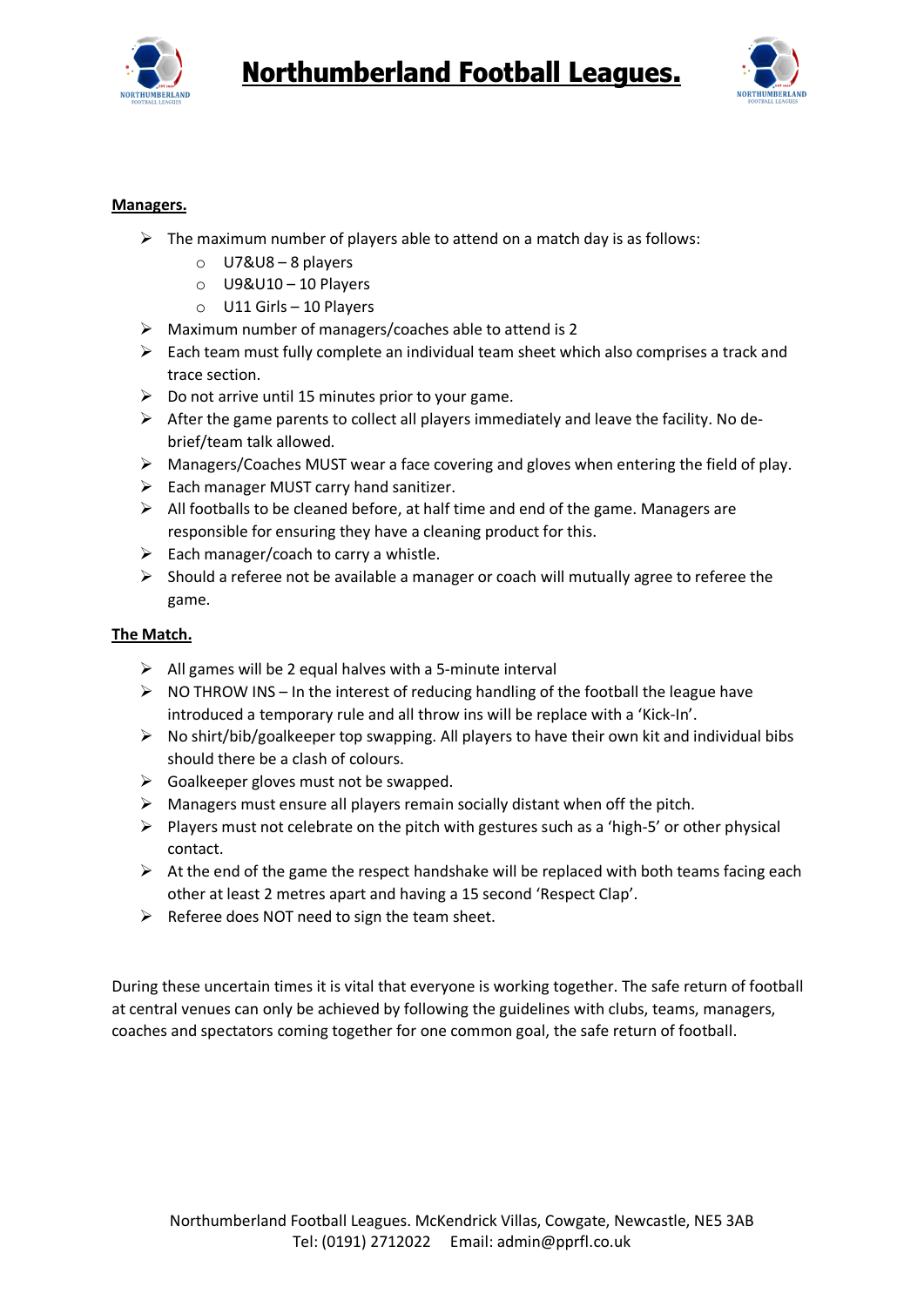# Northumberland Football Leagues.

**Managers.**

- The maximum number of players able to attend on a match day is as follows:
  - U7&U8 – 8 players
  - U9&U10 – 10 Players
  - U11 Girls – 10 Players
- Maximum number of managers/coaches able to attend is 2
- Each team must fully complete an individual team sheet which also comprises a track and trace section.
- Do not arrive until 15 minutes prior to your game.
- After the game parents to collect all players immediately and leave the facility. No de-brief/team talk allowed.
- Managers/Coaches MUST wear a face covering and gloves when entering the field of play.
- Each manager MUST carry hand sanitizer.
- All footballs to be cleaned before, at half time and end of the game. Managers are responsible for ensuring they have a cleaning product for this.
- Each manager/coach to carry a whistle.
- Should a referee not be available a manager or coach will mutually agree to referee the game.

**The Match.**

- All games will be 2 equal halves with a 5-minute interval
- NO THROW INS – In the interest of reducing handling of the football the league have introduced a temporary rule and all throw ins will be replace with a 'Kick-In'.
- No shirt/bib/goalkeeper top swapping. All players to have their own kit and individual bibs should there be a clash of colours.
- Goalkeeper gloves must not be swapped.
- Managers must ensure all players remain socially distant when off the pitch.
- Players must not celebrate on the pitch with gestures such as a 'high-5' or other physical contact.
- At the end of the game the respect handshake will be replaced with both teams facing each other at least 2 metres apart and having a 15 second 'Respect Clap'.
- Referee does NOT need to sign the team sheet.

During these uncertain times it is vital that everyone is working together. The safe return of football at central venues can only be achieved by following the guidelines with clubs, teams, managers, coaches and spectators coming together for one common goal, the safe return of football.

Northumberland Football Leagues. McKendrick Villas, Cowgate, Newcastle, NE5 3AB
Tel: (0191) 2712022 Email: admin@pprfl.co.uk